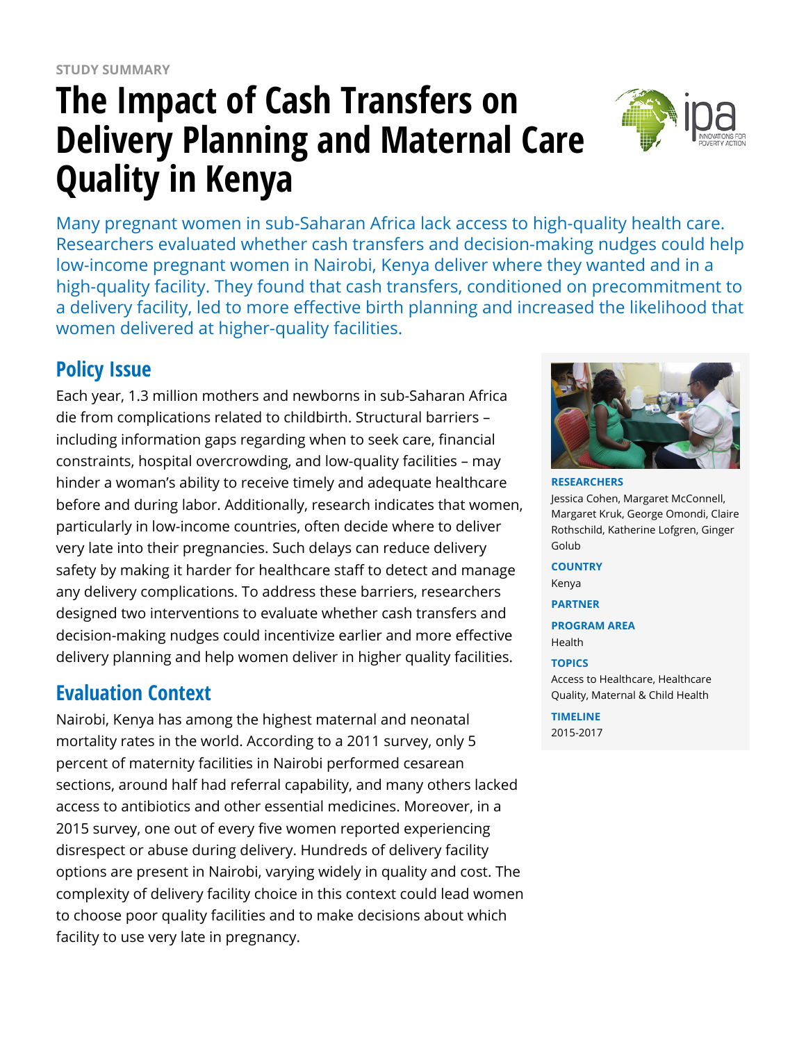STUDY SUMMARY

# The Impact of Cash Transfers on Delivery Planning and Maternal Care Quality in Kenya

Many pregnant women in sub-Saharan Africa lack access to high-quality health care. Researchers evaluated whether cash transfers and decision-making nudges could help low-income pregnant women in Nairobi, Kenya deliver where they wanted and in a high-quality facility. They found that cash transfers, conditioned on precommitment to a delivery facility, led to more effective birth planning and increased the likelihood that women delivered at higher-quality facilities.

## Policy Issue

Each year, 1.3 million mothers and newborns in sub-Saharan Africa die from complications related to childbirth. Structural barriers – including information gaps regarding when to seek care, financial constraints, hospital overcrowding, and low-quality facilities – may hinder a woman's ability to receive timely and adequate healthcare before and during labor. Additionally, research indicates that women, particularly in low-income countries, often decide where to deliver very late into their pregnancies. Such delays can reduce delivery safety by making it harder for healthcare staff to detect and manage any delivery complications. To address these barriers, researchers designed two interventions to evaluate whether cash transfers and decision-making nudges could incentivize earlier and more effective delivery planning and help women deliver in higher quality facilities.

## Evaluation Context

Nairobi, Kenya has among the highest maternal and neonatal mortality rates in the world. According to a 2011 survey, only 5 percent of maternity facilities in Nairobi performed cesarean sections, around half had referral capability, and many others lacked access to antibiotics and other essential medicines. Moreover, in a 2015 survey, one out of every five women reported experiencing disrespect or abuse during delivery. Hundreds of delivery facility options are present in Nairobi, varying widely in quality and cost. The complexity of delivery facility choice in this context could lead women to choose poor quality facilities and to make decisions about which facility to use very late in pregnancy.

**RESEARCHERS**
Jessica Cohen, Margaret McConnell, Margaret Kruk, George Omondi, Claire Rothschild, Katherine Lofgren, Ginger Golub

**COUNTRY**
Kenya

**PARTNER**

**PROGRAM AREA**
Health

**TOPICS**
Access to Healthcare, Healthcare Quality, Maternal & Child Health

**TIMELINE**
2015-2017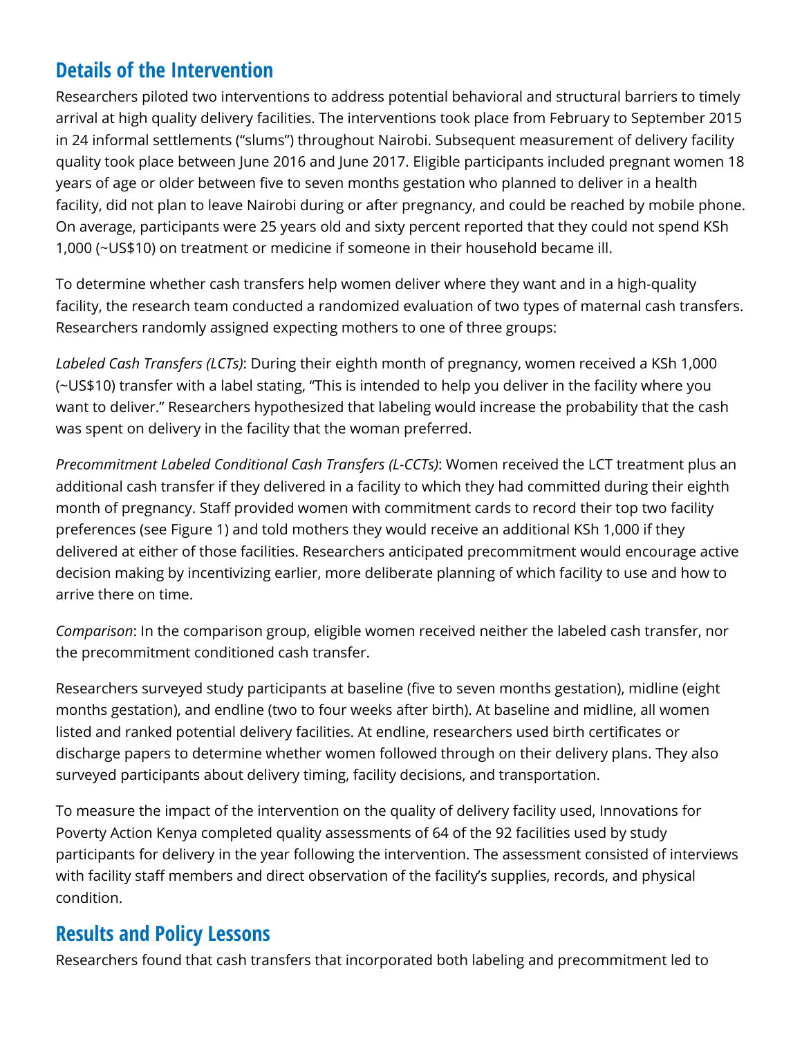## Details of the Intervention

Researchers piloted two interventions to address potential behavioral and structural barriers to timely arrival at high quality delivery facilities. The interventions took place from February to September 2015 in 24 informal settlements ("slums") throughout Nairobi. Subsequent measurement of delivery facility quality took place between June 2016 and June 2017. Eligible participants included pregnant women 18 years of age or older between five to seven months gestation who planned to deliver in a health facility, did not plan to leave Nairobi during or after pregnancy, and could be reached by mobile phone. On average, participants were 25 years old and sixty percent reported that they could not spend KSh 1,000 (~US$10) on treatment or medicine if someone in their household became ill.

To determine whether cash transfers help women deliver where they want and in a high-quality facility, the research team conducted a randomized evaluation of two types of maternal cash transfers. Researchers randomly assigned expecting mothers to one of three groups:

*Labeled Cash Transfers (LCTs)*: During their eighth month of pregnancy, women received a KSh 1,000 (~US$10) transfer with a label stating, "This is intended to help you deliver in the facility where you want to deliver." Researchers hypothesized that labeling would increase the probability that the cash was spent on delivery in the facility that the woman preferred.

*Precommitment Labeled Conditional Cash Transfers (L-CCTs)*: Women received the LCT treatment plus an additional cash transfer if they delivered in a facility to which they had committed during their eighth month of pregnancy. Staff provided women with commitment cards to record their top two facility preferences (see Figure 1) and told mothers they would receive an additional KSh 1,000 if they delivered at either of those facilities. Researchers anticipated precommitment would encourage active decision making by incentivizing earlier, more deliberate planning of which facility to use and how to arrive there on time.

*Comparison*: In the comparison group, eligible women received neither the labeled cash transfer, nor the precommitment conditioned cash transfer.

Researchers surveyed study participants at baseline (five to seven months gestation), midline (eight months gestation), and endline (two to four weeks after birth). At baseline and midline, all women listed and ranked potential delivery facilities. At endline, researchers used birth certificates or discharge papers to determine whether women followed through on their delivery plans. They also surveyed participants about delivery timing, facility decisions, and transportation.

To measure the impact of the intervention on the quality of delivery facility used, Innovations for Poverty Action Kenya completed quality assessments of 64 of the 92 facilities used by study participants for delivery in the year following the intervention. The assessment consisted of interviews with facility staff members and direct observation of the facility's supplies, records, and physical condition.

## Results and Policy Lessons

Researchers found that cash transfers that incorporated both labeling and precommitment led to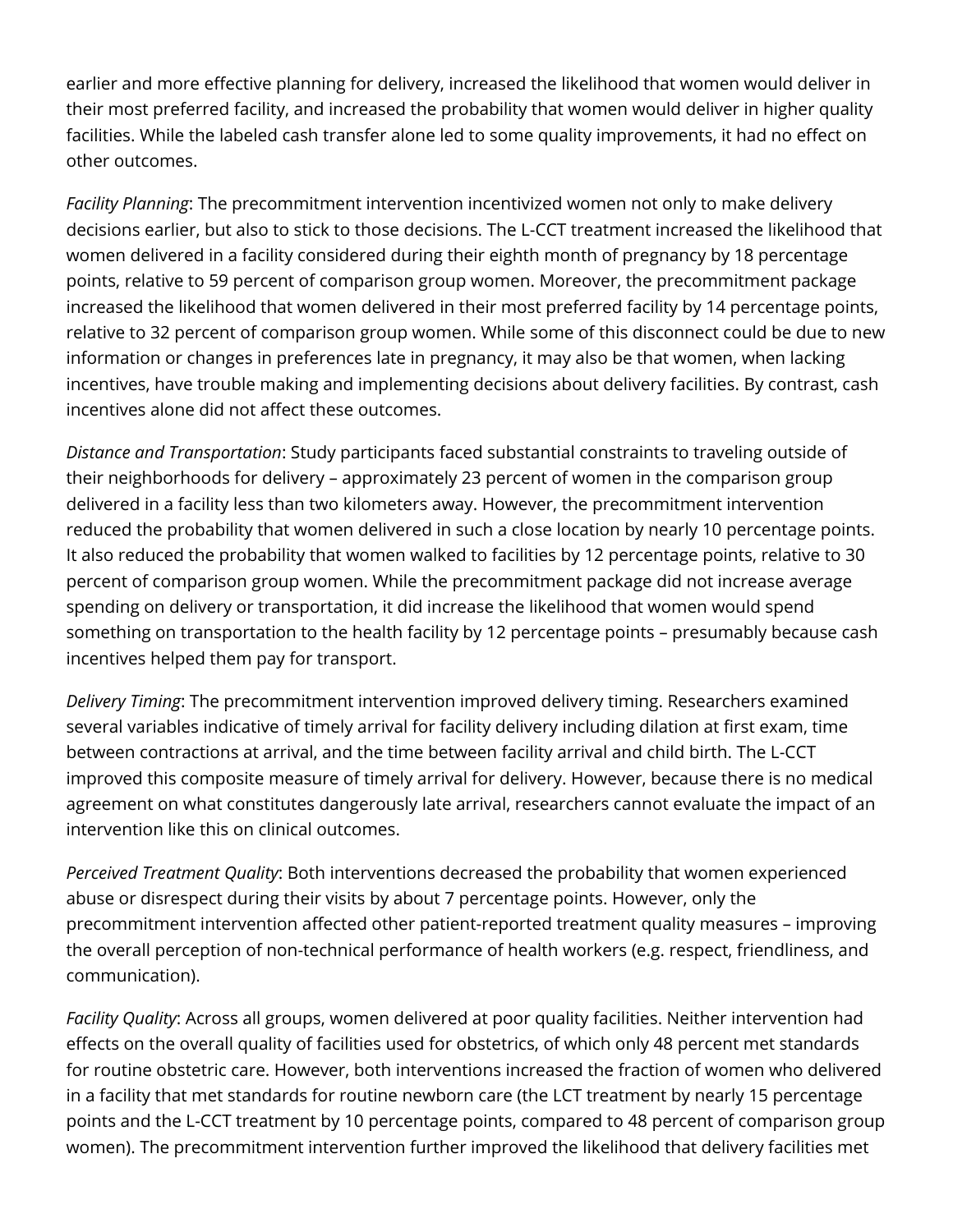earlier and more effective planning for delivery, increased the likelihood that women would deliver in their most preferred facility, and increased the probability that women would deliver in higher quality facilities. While the labeled cash transfer alone led to some quality improvements, it had no effect on other outcomes.

*Facility Planning*: The precommitment intervention incentivized women not only to make delivery decisions earlier, but also to stick to those decisions. The L-CCT treatment increased the likelihood that women delivered in a facility considered during their eighth month of pregnancy by 18 percentage points, relative to 59 percent of comparison group women. Moreover, the precommitment package increased the likelihood that women delivered in their most preferred facility by 14 percentage points, relative to 32 percent of comparison group women. While some of this disconnect could be due to new information or changes in preferences late in pregnancy, it may also be that women, when lacking incentives, have trouble making and implementing decisions about delivery facilities. By contrast, cash incentives alone did not affect these outcomes.

*Distance and Transportation*: Study participants faced substantial constraints to traveling outside of their neighborhoods for delivery – approximately 23 percent of women in the comparison group delivered in a facility less than two kilometers away. However, the precommitment intervention reduced the probability that women delivered in such a close location by nearly 10 percentage points. It also reduced the probability that women walked to facilities by 12 percentage points, relative to 30 percent of comparison group women. While the precommitment package did not increase average spending on delivery or transportation, it did increase the likelihood that women would spend something on transportation to the health facility by 12 percentage points – presumably because cash incentives helped them pay for transport.

*Delivery Timing*: The precommitment intervention improved delivery timing. Researchers examined several variables indicative of timely arrival for facility delivery including dilation at first exam, time between contractions at arrival, and the time between facility arrival and child birth. The L-CCT improved this composite measure of timely arrival for delivery. However, because there is no medical agreement on what constitutes dangerously late arrival, researchers cannot evaluate the impact of an intervention like this on clinical outcomes.

*Perceived Treatment Quality*: Both interventions decreased the probability that women experienced abuse or disrespect during their visits by about 7 percentage points. However, only the precommitment intervention affected other patient-reported treatment quality measures – improving the overall perception of non-technical performance of health workers (e.g. respect, friendliness, and communication).

*Facility Quality*: Across all groups, women delivered at poor quality facilities. Neither intervention had effects on the overall quality of facilities used for obstetrics, of which only 48 percent met standards for routine obstetric care. However, both interventions increased the fraction of women who delivered in a facility that met standards for routine newborn care (the LCT treatment by nearly 15 percentage points and the L-CCT treatment by 10 percentage points, compared to 48 percent of comparison group women). The precommitment intervention further improved the likelihood that delivery facilities met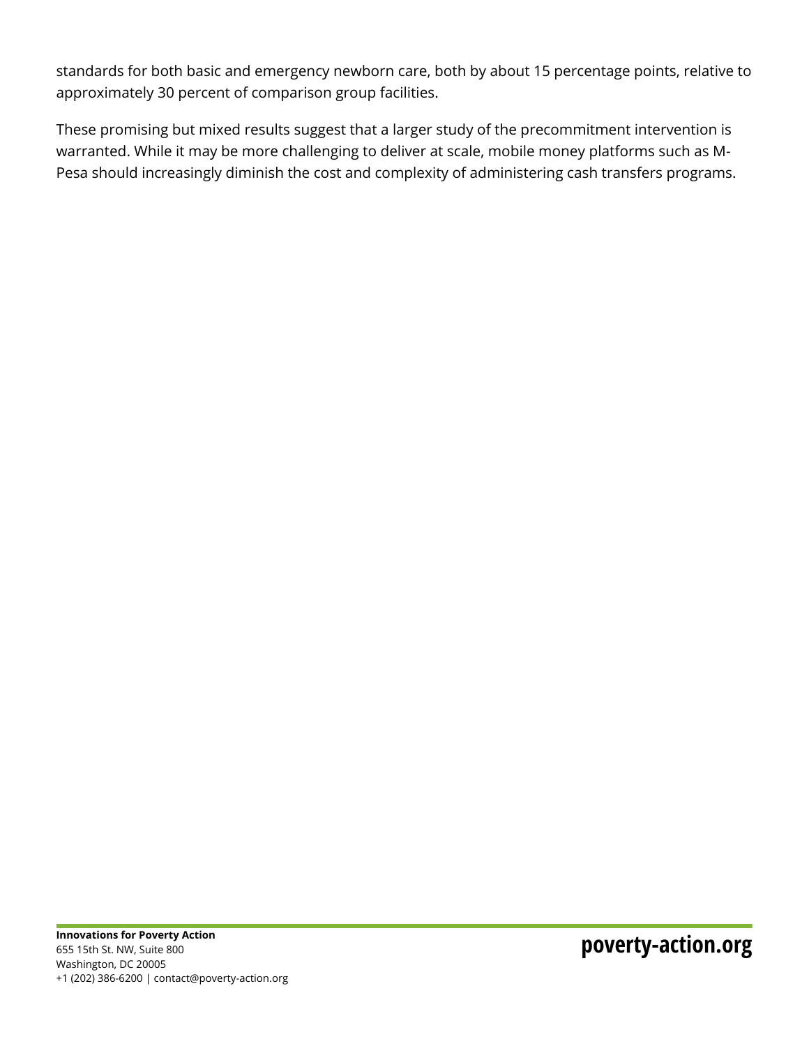standards for both basic and emergency newborn care, both by about 15 percentage points, relative to approximately 30 percent of comparison group facilities.

These promising but mixed results suggest that a larger study of the precommitment intervention is warranted. While it may be more challenging to deliver at scale, mobile money platforms such as M-Pesa should increasingly diminish the cost and complexity of administering cash transfers programs.